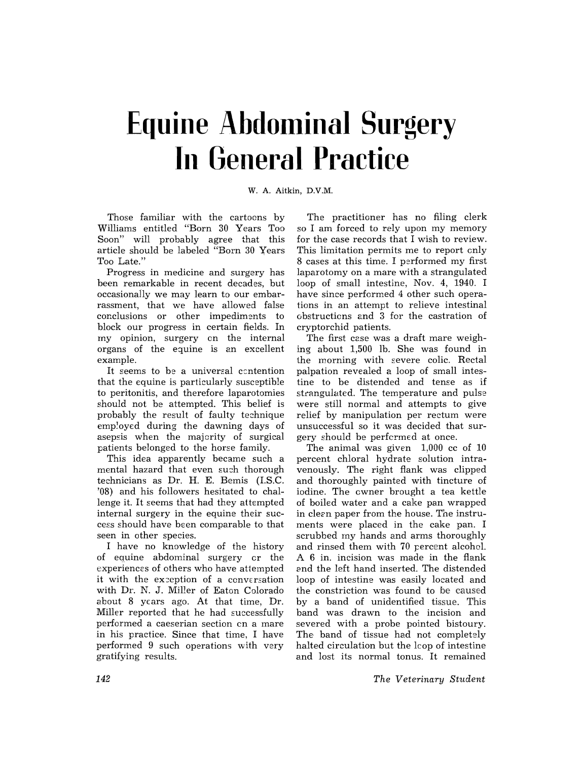# Equine Abdominal Surgery In General Practice

W. A. Aitkin, D.V.M.

Those familiar with the cartoons by Williams entitled "Born 30 Years Too Soon" will probably agree that this article should be labeled "Born 30 Years Too Late."

Progress in medicine and surgery has been remarkable in recent decades, but occasionally we may learn to our embarrassment, that we have allowed false conclusions or other impediments to block our progress in certain fields. In my opinion, surgery on the internal organs of the equine is an excellent example.

It seems to be a universal contention that the equine is particularly susceptible to peritonitis, and therefore laparotomies should not be attempted. This belief is probably the result of faulty technique employed during the dawning days of asepsis when the majority of surgical patients belonged to the horse family.

This idea apparently became such a mental hazard that even such thorough technicians as Dr. H. E. Bemis (I.S.C. '08) and his followers hesitated to challenge it. It seems that had they attempted internal surgery in the equine their success should have been comparable to that seen in other species.

I have no knowledge of the history of equine abdominal surgery or the experiences of others who have attempted it with the exception of a conversation with Dr. N. J. Miller of Eaton Colorado about 8 years ago. At that time, Dr. Miller reported that he had successfully performed a caeserian section on a mare in his practice. Since that time, I have performed 9 such operations with very gratifying results.

The practitioner has no filing clerk so I am forced to rely upon my memory for the case records that I wish to review. This limitation permits me to report only 8 cases at this time. I performed my first laparotomy on a mare with a strangulated loop of small intestine, Nov. 4, 1940. I have since performed 4 other such operations in an attempt to relieve intestinal obstructions and 3 for the castration of cryptorchid patients.

The first case was a draft mare weighing about 1,500 lb. She was found in the morning with severe colic. Rectal palpation revealed a loop of small intestine to be distended and tense as if strangulated. The temperature and pulse were still normal and attempts to give relief by manipulation per rectum were unsuccessful so it was decided that surgery should be performed at once.

The animal was given 1,000 cc of 10 percent chloral hydrate solution intravenously. The right flank was clipped and thoroughly painted with tincture of iodine. The owner brought a tea kettle of boiled water and a cake pan wrapped in clean paper from the house. The instruments were placed in the cake pan. I scrubbed my hands and arms thoroughly and rinsed them with 70 percent alcohol. A 6 in. incision was made in the flank and the left hand inserted. The distended loop of intestine was easily located and the constriction was found to be caused by a band of unidentified tissue. This band was drawn to the incision and severed with a probe pointed bistoury. The band of tissue had not completely halted circulation but the loop of intestine and lost its normal tonus. It remained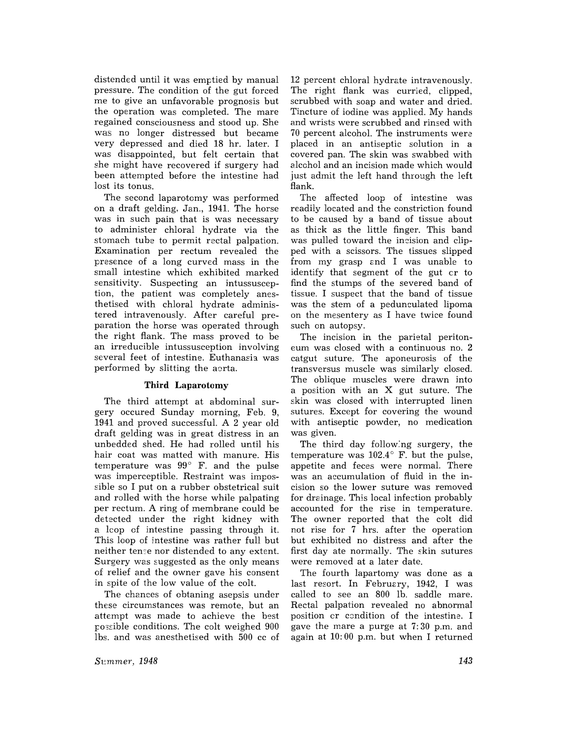distended until it was emptied by manual pressure. The condition of the gut forced me to give an unfavorable prognosis but the operation was completed. The mare regained consciousness and stood up. She was no longer distressed but became very depressed and died 18 hr. later. I was disappointed, but felt certain that she might have recovered if surgery had been attempted before the intestine had lost its tonus.

The second laparotomy was performed on a draft gelding, Jan., 1941. The horse was in such pain that is was necessary to administer chloral hydrate via the stomach tube to permit rectal palpation. Examination per rectum revealed the presence of a long curved mass in the small intestine which exhibited marked sensitivity. Suspecting an intussusception, the patient was completely anesthetised with chloral hydrate administered intravenously. After careful preparation the horse was operated through the right flank. The mass proved to be an irreducible intussusception involving several feet of intestine. Euthanasia was performed by slitting the aorta.

### Third Laparotomy

The third attempt at abdominal surgery occured Sunday morning, Feb. 9, 1941 and proved successful. A 2 year old draft gelding was in great distress in an unbedded shed. He had rolled until his hair coat was matted with manure. His temperature was 99° F. and the pulse was imperceptible. Restraint was impossible so I put on a rubber obstetrical suit and rolled with the horse while palpating per rectum. A ring of membrane could be detected under the right kidney with a loop of intestine passing through it. This loop of intestine was rather full but neither tense nor distended to any extent. Surgery was suggested as the only means of relief and the owner gave his consent in spite of the low value of the colt.

The chances of obtaning asepsis under these circumstances was remote, but an attempt was made to achieve the best possible conditions. The colt weighed 900 lbs. and was anesthetised with 500 cc of 12 percent chloral hydrate intravenously. The right flank was curried, clipped, scrubbed with soap and water and dried. Tincture of iodine was applied. My hands and wrists were scrubbed and rinsed with 70 percent alcohol. The instruments were placed in an antiseptic solution in a covered pan. The skin was swabbed with alcohol and an incision made which would just admit the left hand through the left flank.

The affected loop of intestine was readily located and the constriction found to be caused by a band of tissue about as thick as the little finger. This band was pulled toward the incision and clipped with a scissors. The tissues slipped from my grasp and I was unable to identify that segment of the gut or to find the stumps of the severed band of tissue. I suspect that the band of tissue was the stem of a pedunculated lipoma on the mesentery as I have twice found such on autopsy.

The incision in the parietal peritoneum was closed with a continuous no. 2 catgut suture. The aponeurosis of the transversus muscle was similarly closed. The oblique muscles were drawn into a position with an X gut suture. The skin was closed with interrupted linen sutures. Except for covering the wound with antiseptic powder, no medication was given.

The third day following surgery, the temperature was 102.4° F. but the pulse, appetite and feces were normal. There was an accumulation of fluid in the incision so the lower suture was removed for drainage. This local infection probably accounted for the rise in temperature. The owner reported that the colt did not rise for 7 hrs. after the operation but exhibited no distress and after the first day ate normally. The skin sutures were removed at a later date.

The fourth lapartomy was done as a last resort. In February, 1942, I was called to see an 800 lb. saddle mare. Rectal palpation revealed no abnormal position or condition of the intestine. I gave the mare a purge at 7:30 p.m. and again at 10:00 p.m. but when I returned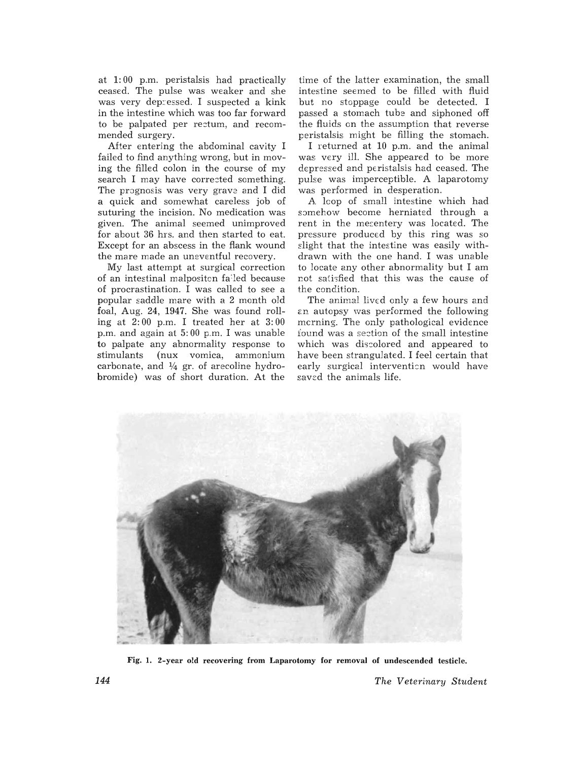at 1:00 p.m. peristalsis had practically ceased. The pulse was weaker and she was very depressed. I suspected a kink in the intestine which was too far forward to be palpated per rectum, and recommended surgery.

After entering the abdominal cavity I failed to find anything wrong, but in moving the filled colon in the course of my search I may have corrected something. The prognosis was very grave and I did a quick and somewhat careless job of suturing the incision. No medication was given. The animal seemed unimproved for about 36 hrs. and then started to eat. Except for an abscess in the flank wound the mare made an uneventful recovery.

My last attempt at surgical correction of an intestinal malpositon failed because of procrastination. I was called to see a popular saddle mare with a 2 month old foal, Aug. 24, 1947. She was found rolling at 2:00 p.m. I treated her at 3:00 p.m. and again at 5:00 p.m. I was unable to palpate any abnormality response to stimulants (nux vomica, ammonium carbonate, and ¼ gr. of arecoline hydrobromide) was of short duration. At the time of the latter examination, the small intestine seemed to be filled with fluid but no stoppage could be detected. I passed a stomach tube and siphoned off the fluids on the assumption that reverse peristalsis might be filling the stomach.

I returned at 10 p.m. and the animal was very ill. She appeared to be more depressed and peristalsis had ceased. The pulse was imperceptible. A laparotomy was performed in desperation.

A loop of small intestine which had somehow become herniated through a rent in the mesentery was located. The pressure produced by this ring was so slight that the intestine was easily withdrawn with the one hand. I was unable to locate any other abnormality but I am not satisfied that this was the cause of the condition.

The animal lived only a few hours and an autopsy was performed the following morning. The only pathological evidence found was a section of the small intestine which was discolored and appeared to have been strangulated. I feel certain that early surgical intervention would have saved the animals life.

**Fig. 1. 2-year old recovering from Laparotomy for removal of undescended testicle.**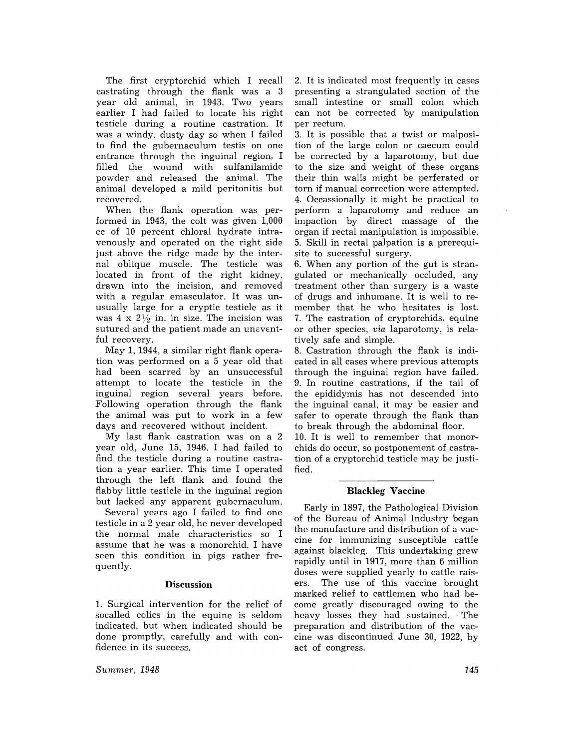The first cryptorchid which I recall castrating through the flank was a 3 year old animal, in 1943. Two years earlier I had failed to locate his right testicle during a routine castration. It was a windy, dusty day so when I failed to find the gubernaculum testis on one entrance through the inguinal region, I filled the wound with sulfanilamide powder and released the animal. The animal developed a mild peritonitis but recovered.

When the flank operation was performed in 1943, the colt was given 1,000 cc of 10 percent chloral hydrate intravenously and operated on the right side just above the ridge made by the internal oblique muscle. The testicle was located in front of the right kidney, drawn into the incision, and removed with a regular emasculator. It was unusually large for a cryptic testicle as it was 4 x 2½ in. in size. The incision was sutured and the patient made an uneventful recovery.

May 1, 1944, a similar right flank operation was performed on a 5 year old that had been scarred by an unsuccessful attempt to locate the testicle in the inguinal region several years before. Following operation through the flank the animal was put to work in a few days and recovered without incident.

My last flank castration was on a 2 year old, June 15, 1946. I had failed to find the testicle during a routine castration a year earlier. This time I operated through the left flank and found the flabby little testicle in the inguinal region but lacked any apparent gubernaculum.

Several years ago I failed to find one testicle in a 2 year old, he never developed the normal male characteristics so I assume that he was a monorchid. I have seen this condition in pigs rather frequently.

### Discussion

1. Surgical intervention for the relief of socalled colics in the equine is seldom indicated, but when indicated should be done promptly, carefully and with confidence in its success.
2. It is indicated most frequently in cases presenting a strangulated section of the small intestine or small colon which can not be corrected by manipulation per rectum.
3. It is possible that a twist or malposition of the large colon or caecum could be corrected by a laparotomy, but due to the size and weight of these organs their thin walls might be perferated or torn if manual correction were attempted.
4. Occassionally it might be practical to perform a laparotomy and reduce an impaction by direct massage of the organ if rectal manipulation is impossible.
5. Skill in rectal palpation is a prerequisite to successful surgery.
6. When any portion of the gut is strangulated or mechanically occluded, any treatment other than surgery is a waste of drugs and inhumane. It is well to remember that he who hesitates is lost.
7. The castration of cryptorchids, equine or other species, *via* laparotomy, is relatively safe and simple.
8. Castration through the flank is indicated in all cases where previous attempts through the inguinal region have failed.
9. In routine castrations, if the tail of the epididymis has not descended into the inguinal canal, it may be easier and safer to operate through the flank than to break through the abdominal floor.
10. It is well to remember that monorchids do occur, so postponement of castration of a cryptorchid testicle may be justified.

---

### Blackleg Vaccine

Early in 1897, the Pathological Division of the Bureau of Animal Industry began the manufacture and distribution of a vaccine for immunizing susceptible cattle against blackleg. This undertaking grew rapidly until in 1917, more than 6 million doses were supplied yearly to cattle raisers. The use of this vaccine brought marked relief to cattlemen who had become greatly discouraged owing to the heavy losses they had sustained. The preparation and distribution of the vaccine was discontinued June 30, 1922, by act of congress.